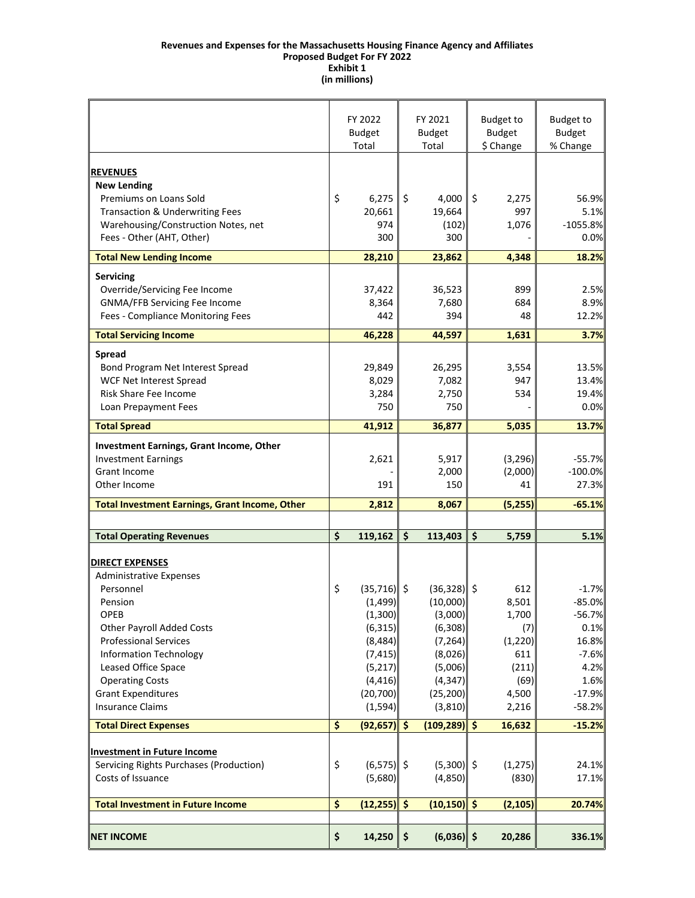**Revenues and Expenses for the Massachusetts Housing Finance Agency and Affiliates**
**Proposed Budget For FY 2022**
**Exhibit 1**
**(in millions)**

| | FY 2022 Budget Total | FY 2021 Budget Total | Budget to Budget $ Change | Budget to Budget % Change |
|---|---|---|---|---|
| **REVENUES** | | | | |
| **New Lending** | | | | |
| Premiums on Loans Sold | $ 6,275 | $ 4,000 | $ 2,275 | 56.9% |
| Transaction & Underwriting Fees | 20,661 | 19,664 | 997 | 5.1% |
| Warehousing/Construction Notes, net | 974 | (102) | 1,076 | -1055.8% |
| Fees - Other (AHT, Other) | 300 | 300 | - | 0.0% |
| **Total New Lending Income** | **28,210** | **23,862** | **4,348** | **18.2%** |
| **Servicing** | | | | |
| Override/Servicing Fee Income | 37,422 | 36,523 | 899 | 2.5% |
| GNMA/FFB Servicing Fee Income | 8,364 | 7,680 | 684 | 8.9% |
| Fees - Compliance Monitoring Fees | 442 | 394 | 48 | 12.2% |
| **Total Servicing Income** | **46,228** | **44,597** | **1,631** | **3.7%** |
| **Spread** | | | | |
| Bond Program Net Interest Spread | 29,849 | 26,295 | 3,554 | 13.5% |
| WCF Net Interest Spread | 8,029 | 7,082 | 947 | 13.4% |
| Risk Share Fee Income | 3,284 | 2,750 | 534 | 19.4% |
| Loan Prepayment Fees | 750 | 750 | - | 0.0% |
| **Total Spread** | **41,912** | **36,877** | **5,035** | **13.7%** |
| **Investment Earnings, Grant Income, Other** | | | | |
| Investment Earnings | 2,621 | 5,917 | (3,296) | -55.7% |
| Grant Income | - | 2,000 | (2,000) | -100.0% |
| Other Income | 191 | 150 | 41 | 27.3% |
| **Total Investment Earnings, Grant Income, Other** | **2,812** | **8,067** | **(5,255)** | **-65.1%** |
| **Total Operating Revenues** | **$ 119,162** | **$ 113,403** | **$ 5,759** | **5.1%** |
| **DIRECT EXPENSES** | | | | |
| Administrative Expenses | | | | |
| Personnel | $ (35,716) | $ (36,328) | $ 612 | -1.7% |
| Pension | (1,499) | (10,000) | 8,501 | -85.0% |
| OPEB | (1,300) | (3,000) | 1,700 | -56.7% |
| Other Payroll Added Costs | (6,315) | (6,308) | (7) | 0.1% |
| Professional Services | (8,484) | (7,264) | (1,220) | 16.8% |
| Information Technology | (7,415) | (8,026) | 611 | -7.6% |
| Leased Office Space | (5,217) | (5,006) | (211) | 4.2% |
| Operating Costs | (4,416) | (4,347) | (69) | 1.6% |
| Grant Expenditures | (20,700) | (25,200) | 4,500 | -17.9% |
| Insurance Claims | (1,594) | (3,810) | 2,216 | -58.2% |
| **Total Direct Expenses** | **$ (92,657)** | **$ (109,289)** | **$ 16,632** | **-15.2%** |
| **Investment in Future Income** | | | | |
| Servicing Rights Purchases (Production) | $ (6,575) | $ (5,300) | $ (1,275) | 24.1% |
| Costs of Issuance | (5,680) | (4,850) | (830) | 17.1% |
| **Total Investment in Future Income** | **$ (12,255)** | **$ (10,150)** | **$ (2,105)** | **20.74%** |
| **NET INCOME** | **$ 14,250** | **$ (6,036)** | **$ 20,286** | **336.1%** |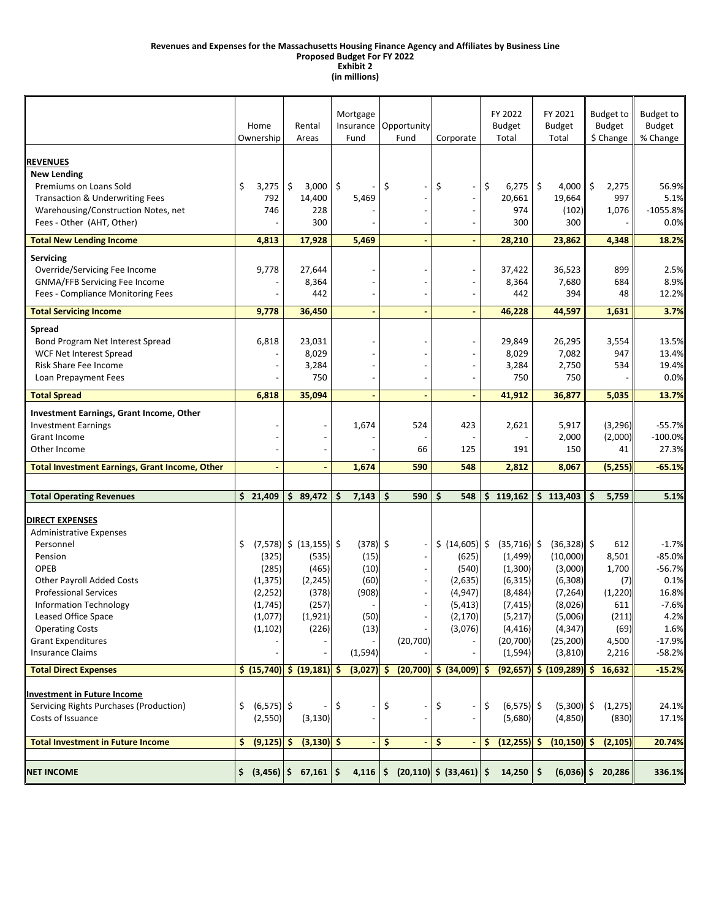# Revenues and Expenses for the Massachusetts Housing Finance Agency and Affiliates by Business Line
## Proposed Budget For FY 2022
## Exhibit 2
## (in millions)

| | Home Ownership | Rental Areas | Mortgage Insurance Fund | Opportunity Fund | Corporate | FY 2022 Budget Total | FY 2021 Budget Total | Budget to Budget $ Change | Budget to Budget % Change |
|---|---|---|---|---|---|---|---|---|---|
| **REVENUES** | | | | | | | | | |
| **New Lending** | | | | | | | | | |
| Premiums on Loans Sold | $ 3,275 | $ 3,000 | $ - | $ - | $ - | $ 6,275 | $ 4,000 | $ 2,275 | 56.9% |
| Transaction & Underwriting Fees | 792 | 14,400 | 5,469 | - | - | 20,661 | 19,664 | 997 | 5.1% |
| Warehousing/Construction Notes, net | 746 | 228 | - | - | - | 974 | (102) | 1,076 | -1055.8% |
| Fees - Other (AHT, Other) | - | 300 | - | - | - | 300 | 300 | - | 0.0% |
| **Total New Lending Income** | **4,813** | **17,928** | **5,469** | **-** | **-** | **28,210** | **23,862** | **4,348** | **18.2%** |
| **Servicing** | | | | | | | | | |
| Override/Servicing Fee Income | 9,778 | 27,644 | - | - | - | 37,422 | 36,523 | 899 | 2.5% |
| GNMA/FFB Servicing Fee Income | - | 8,364 | - | - | - | 8,364 | 7,680 | 684 | 8.9% |
| Fees - Compliance Monitoring Fees | - | 442 | - | - | - | 442 | 394 | 48 | 12.2% |
| **Total Servicing Income** | **9,778** | **36,450** | **-** | **-** | **-** | **46,228** | **44,597** | **1,631** | **3.7%** |
| **Spread** | | | | | | | | | |
| Bond Program Net Interest Spread | 6,818 | 23,031 | - | - | - | 29,849 | 26,295 | 3,554 | 13.5% |
| WCF Net Interest Spread | - | 8,029 | - | - | - | 8,029 | 7,082 | 947 | 13.4% |
| Risk Share Fee Income | - | 3,284 | - | - | - | 3,284 | 2,750 | 534 | 19.4% |
| Loan Prepayment Fees | - | 750 | - | - | - | 750 | 750 | - | 0.0% |
| **Total Spread** | **6,818** | **35,094** | **-** | **-** | **-** | **41,912** | **36,877** | **5,035** | **13.7%** |
| **Investment Earnings, Grant Income, Other** | | | | | | | | | |
| Investment Earnings | - | - | 1,674 | 524 | 423 | 2,621 | 5,917 | (3,296) | -55.7% |
| Grant Income | - | - | - | - | - | - | 2,000 | (2,000) | -100.0% |
| Other Income | - | - | - | 66 | 125 | 191 | 150 | 41 | 27.3% |
| **Total Investment Earnings, Grant Income, Other** | **-** | **-** | **1,674** | **590** | **548** | **2,812** | **8,067** | **(5,255)** | **-65.1%** |
| **Total Operating Revenues** | **$ 21,409** | **$ 89,472** | **$ 7,143** | **$ 590** | **$ 548** | **$ 119,162** | **$ 113,403** | **$ 5,759** | **5.1%** |
| **DIRECT EXPENSES** | | | | | | | | | |
| Administrative Expenses | | | | | | | | | |
| Personnel | $ (7,578) | $ (13,155) | $ (378) | $ - | $ (14,605) | $ (35,716) | $ (36,328) | $ 612 | -1.7% |
| Pension | (325) | (535) | (15) | - | (625) | (1,499) | (10,000) | 8,501 | -85.0% |
| OPEB | (285) | (465) | (10) | - | (540) | (1,300) | (3,000) | 1,700 | -56.7% |
| Other Payroll Added Costs | (1,375) | (2,245) | (60) | - | (2,635) | (6,315) | (6,308) | (7) | 0.1% |
| Professional Services | (2,252) | (378) | (908) | - | (4,947) | (8,484) | (7,264) | (1,220) | 16.8% |
| Information Technology | (1,745) | (257) | - | - | (5,413) | (7,415) | (8,026) | 611 | -7.6% |
| Leased Office Space | (1,077) | (1,921) | (50) | - | (2,170) | (5,217) | (5,006) | (211) | 4.2% |
| Operating Costs | (1,102) | (226) | (13) | - | (3,076) | (4,416) | (4,347) | (69) | 1.6% |
| Grant Expenditures | - | - | - | (20,700) | - | (20,700) | (25,200) | 4,500 | -17.9% |
| Insurance Claims | - | - | (1,594) | - | - | (1,594) | (3,810) | 2,216 | -58.2% |
| **Total Direct Expenses** | **$ (15,740)** | **$ (19,181)** | **$ (3,027)** | **$ (20,700)** | **$ (34,009)** | **$ (92,657)** | **$ (109,289)** | **$ 16,632** | **-15.2%** |
| **Investment in Future Income** | | | | | | | | | |
| Servicing Rights Purchases (Production) | $ (6,575) | $ - | $ - | $ - | $ - | $ (6,575) | $ (5,300) | $ (1,275) | 24.1% |
| Costs of Issuance | (2,550) | (3,130) | - | - | - | (5,680) | (4,850) | (830) | 17.1% |
| **Total Investment in Future Income** | **$ (9,125)** | **$ (3,130)** | **$ -** | **$ -** | **$ -** | **$ (12,255)** | **$ (10,150)** | **$ (2,105)** | **20.74%** |
| **NET INCOME** | **$ (3,456)** | **$ 67,161** | **$ 4,116** | **$ (20,110)** | **$ (33,461)** | **$ 14,250** | **$ (6,036)** | **$ 20,286** | **336.1%** |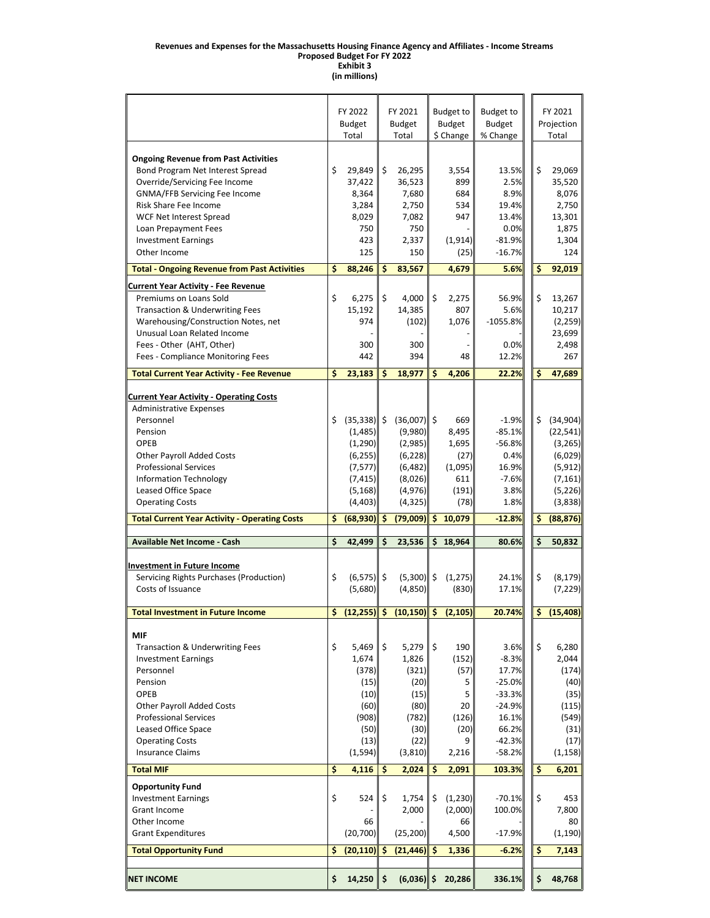**Revenues and Expenses for the Massachusetts Housing Finance Agency and Affiliates - Income Streams**
**Proposed Budget For FY 2022**
**Exhibit 3**
**(in millions)**

| | FY 2022 Budget Total | FY 2021 Budget Total | Budget to Budget $ Change | Budget to Budget % Change | FY 2021 Projection Total |
|---|---|---|---|---|---|
| **Ongoing Revenue from Past Activities** | | | | | |
| Bond Program Net Interest Spread | $ 29,849 | $ 26,295 | 3,554 | 13.5% | $ 29,069 |
| Override/Servicing Fee Income | 37,422 | 36,523 | 899 | 2.5% | 35,520 |
| GNMA/FFB Servicing Fee Income | 8,364 | 7,680 | 684 | 8.9% | 8,076 |
| Risk Share Fee Income | 3,284 | 2,750 | 534 | 19.4% | 2,750 |
| WCF Net Interest Spread | 8,029 | 7,082 | 947 | 13.4% | 13,301 |
| Loan Prepayment Fees | 750 | 750 | - | 0.0% | 1,875 |
| Investment Earnings | 423 | 2,337 | (1,914) | -81.9% | 1,304 |
| Other Income | 125 | 150 | (25) | -16.7% | 124 |
| **Total - Ongoing Revenue from Past Activities** | **$ 88,246** | **$ 83,567** | **4,679** | **5.6%** | **$ 92,019** |
| **Current Year Activity - Fee Revenue** | | | | | |
| Premiums on Loans Sold | $ 6,275 | $ 4,000 | $ 2,275 | 56.9% | $ 13,267 |
| Transaction & Underwriting Fees | 15,192 | 14,385 | 807 | 5.6% | 10,217 |
| Warehousing/Construction Notes, net | 974 | (102) | 1,076 | -1055.8% | (2,259) |
| Unusual Loan Related Income | - | - | - | | 23,699 |
| Fees - Other (AHT, Other) | 300 | 300 | - | 0.0% | 2,498 |
| Fees - Compliance Monitoring Fees | 442 | 394 | 48 | 12.2% | 267 |
| **Total Current Year Activity - Fee Revenue** | **$ 23,183** | **$ 18,977** | **$ 4,206** | **22.2%** | **$ 47,689** |
| **Current Year Activity - Operating Costs** | | | | | |
| Administrative Expenses | | | | | |
| Personnel | $ (35,338) | $ (36,007) | $ 669 | -1.9% | $ (34,904) |
| Pension | (1,485) | (9,980) | 8,495 | -85.1% | (22,541) |
| OPEB | (1,290) | (2,985) | 1,695 | -56.8% | (3,265) |
| Other Payroll Added Costs | (6,255) | (6,228) | (27) | 0.4% | (6,029) |
| Professional Services | (7,577) | (6,482) | (1,095) | 16.9% | (5,912) |
| Information Technology | (7,415) | (8,026) | 611 | -7.6% | (7,161) |
| Leased Office Space | (5,168) | (4,976) | (191) | 3.8% | (5,226) |
| Operating Costs | (4,403) | (4,325) | (78) | 1.8% | (3,838) |
| **Total Current Year Activity - Operating Costs** | **$ (68,930)** | **$ (79,009)** | **$ 10,079** | **-12.8%** | **$ (88,876)** |
| **Available Net Income - Cash** | **$ 42,499** | **$ 23,536** | **$ 18,964** | **80.6%** | **$ 50,832** |
| **Investment in Future Income** | | | | | |
| Servicing Rights Purchases (Production) | $ (6,575) | $ (5,300) | $ (1,275) | 24.1% | $ (8,179) |
| Costs of Issuance | (5,680) | (4,850) | (830) | 17.1% | (7,229) |
| **Total Investment in Future Income** | **$ (12,255)** | **$ (10,150)** | **$ (2,105)** | **20.74%** | **$ (15,408)** |
| **MIF** | | | | | |
| Transaction & Underwriting Fees | $ 5,469 | $ 5,279 | $ 190 | 3.6% | $ 6,280 |
| Investment Earnings | 1,674 | 1,826 | (152) | -8.3% | 2,044 |
| Personnel | (378) | (321) | (57) | 17.7% | (174) |
| Pension | (15) | (20) | 5 | -25.0% | (40) |
| OPEB | (10) | (15) | 5 | -33.3% | (35) |
| Other Payroll Added Costs | (60) | (80) | 20 | -24.9% | (115) |
| Professional Services | (908) | (782) | (126) | 16.1% | (549) |
| Leased Office Space | (50) | (30) | (20) | 66.2% | (31) |
| Operating Costs | (13) | (22) | 9 | -42.3% | (17) |
| Insurance Claims | (1,594) | (3,810) | 2,216 | -58.2% | (1,158) |
| **Total MIF** | **$ 4,116** | **$ 2,024** | **$ 2,091** | **103.3%** | **$ 6,201** |
| **Opportunity Fund** | | | | | |
| Investment Earnings | $ 524 | $ 1,754 | $ (1,230) | -70.1% | $ 453 |
| Grant Income | - | 2,000 | (2,000) | 100.0% | 7,800 |
| Other Income | 66 | - | 66 | - | 80 |
| Grant Expenditures | (20,700) | (25,200) | 4,500 | -17.9% | (1,190) |
| **Total Opportunity Fund** | **$ (20,110)** | **$ (21,446)** | **$ 1,336** | **-6.2%** | **$ 7,143** |
| **NET INCOME** | **$ 14,250** | **$ (6,036)** | **$ 20,286** | **336.1%** | **$ 48,768** |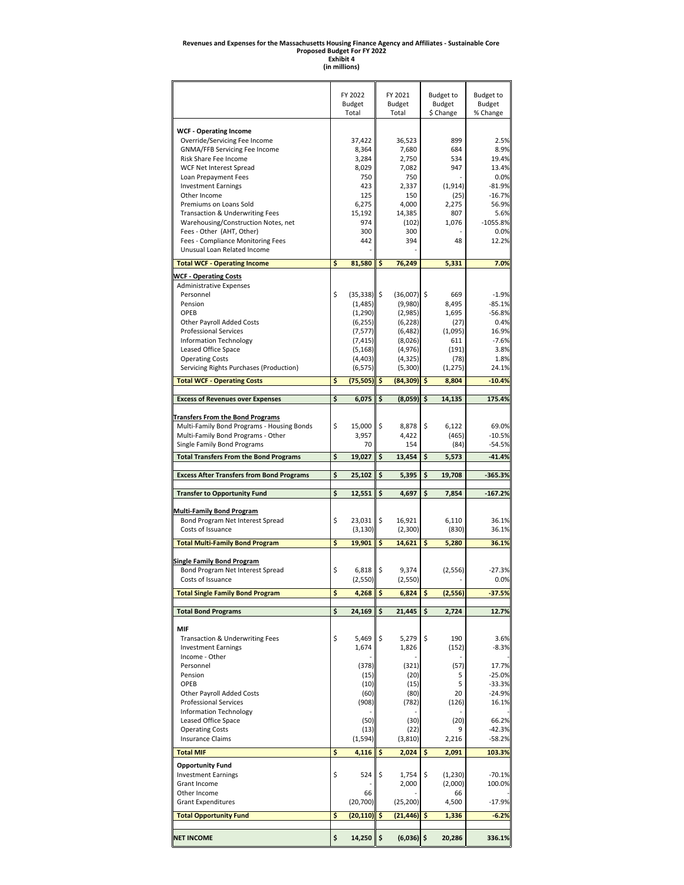**Revenues and Expenses for the Massachusetts Housing Finance Agency and Affiliates - Sustainable Core**
**Proposed Budget For FY 2022**
**Exhibit 4**
**(in millions)**

| | FY 2022 Budget Total | FY 2021 Budget Total | Budget to Budget $ Change | Budget to Budget % Change |
|---|---|---|---|---|
| **WCF - Operating Income** | | | | |
| Override/Servicing Fee Income | 37,422 | 36,523 | 899 | 2.5% |
| GNMA/FFB Servicing Fee Income | 8,364 | 7,680 | 684 | 8.9% |
| Risk Share Fee Income | 3,284 | 2,750 | 534 | 19.4% |
| WCF Net Interest Spread | 8,029 | 7,082 | 947 | 13.4% |
| Loan Prepayment Fees | 750 | 750 | - | 0.0% |
| Investment Earnings | 423 | 2,337 | (1,914) | -81.9% |
| Other Income | 125 | 150 | (25) | -16.7% |
| Premiums on Loans Sold | 6,275 | 4,000 | 2,275 | 56.9% |
| Transaction & Underwriting Fees | 15,192 | 14,385 | 807 | 5.6% |
| Warehousing/Construction Notes, net | 974 | (102) | 1,076 | -1055.8% |
| Fees - Other (AHT, Other) | 300 | 300 | - | 0.0% |
| Fees - Compliance Monitoring Fees | 442 | 394 | 48 | 12.2% |
| Unusual Loan Related Income | - | - | | |
| **Total WCF - Operating Income** | **$ 81,580** | **$ 76,249** | **5,331** | **7.0%** |
| **WCF - Operating Costs** | | | | |
| Administrative Expenses | | | | |
| Personnel | $ (35,338) | $ (36,007) | $ 669 | -1.9% |
| Pension | (1,485) | (9,980) | 8,495 | -85.1% |
| OPEB | (1,290) | (2,985) | 1,695 | -56.8% |
| Other Payroll Added Costs | (6,255) | (6,228) | (27) | 0.4% |
| Professional Services | (7,577) | (6,482) | (1,095) | 16.9% |
| Information Technology | (7,415) | (8,026) | 611 | -7.6% |
| Leased Office Space | (5,168) | (4,976) | (191) | 3.8% |
| Operating Costs | (4,403) | (4,325) | (78) | 1.8% |
| Servicing Rights Purchases (Production) | (6,575) | (5,300) | (1,275) | 24.1% |
| **Total WCF - Operating Costs** | **$ (75,505)** | **$ (84,309)** | **$ 8,804** | **-10.4%** |
| **Excess of Revenues over Expenses** | **$ 6,075** | **$ (8,059)** | **$ 14,135** | **175.4%** |
| **Transfers From the Bond Programs** | | | | |
| Multi-Family Bond Programs - Housing Bonds | $ 15,000 | $ 8,878 | $ 6,122 | 69.0% |
| Multi-Family Bond Programs - Other | 3,957 | 4,422 | (465) | -10.5% |
| Single Family Bond Programs | 70 | 154 | (84) | -54.5% |
| **Total Transfers From the Bond Programs** | **$ 19,027** | **$ 13,454** | **$ 5,573** | **-41.4%** |
| **Excess After Transfers from Bond Programs** | **$ 25,102** | **$ 5,395** | **$ 19,708** | **-365.3%** |
| **Transfer to Opportunity Fund** | **$ 12,551** | **$ 4,697** | **$ 7,854** | **-167.2%** |
| **Multi-Family Bond Program** | | | | |
| Bond Program Net Interest Spread | $ 23,031 | $ 16,921 | 6,110 | 36.1% |
| Costs of Issuance | (3,130) | (2,300) | (830) | 36.1% |
| **Total Multi-Family Bond Program** | **$ 19,901** | **$ 14,621** | **$ 5,280** | **36.1%** |
| **Single Family Bond Program** | | | | |
| Bond Program Net Interest Spread | $ 6,818 | $ 9,374 | (2,556) | -27.3% |
| Costs of Issuance | (2,550) | (2,550) | - | 0.0% |
| **Total Single Family Bond Program** | **$ 4,268** | **$ 6,824** | **$ (2,556)** | **-37.5%** |
| **Total Bond Programs** | **$ 24,169** | **$ 21,445** | **$ 2,724** | **12.7%** |
| **MIF** | | | | |
| Transaction & Underwriting Fees | $ 5,469 | $ 5,279 | $ 190 | 3.6% |
| Investment Earnings | 1,674 | 1,826 | (152) | -8.3% |
| Income - Other | - | - | - | - |
| Personnel | (378) | (321) | (57) | 17.7% |
| Pension | (15) | (20) | 5 | -25.0% |
| OPEB | (10) | (15) | 5 | -33.3% |
| Other Payroll Added Costs | (60) | (80) | 20 | -24.9% |
| Professional Services | (908) | (782) | (126) | 16.1% |
| Information Technology | - | - | - | - |
| Leased Office Space | (50) | (30) | (20) | 66.2% |
| Operating Costs | (13) | (22) | 9 | -42.3% |
| Insurance Claims | (1,594) | (3,810) | 2,216 | -58.2% |
| **Total MIF** | **$ 4,116** | **$ 2,024** | **$ 2,091** | **103.3%** |
| **Opportunity Fund** | | | | |
| Investment Earnings | $ 524 | $ 1,754 | $ (1,230) | -70.1% |
| Grant Income | - | 2,000 | (2,000) | 100.0% |
| Other Income | 66 | - | 66 | - |
| Grant Expenditures | (20,700) | (25,200) | 4,500 | -17.9% |
| **Total Opportunity Fund** | **$ (20,110)** | **$ (21,446)** | **$ 1,336** | **-6.2%** |
| **NET INCOME** | **$ 14,250** | **$ (6,036)** | **$ 20,286** | **336.1%** |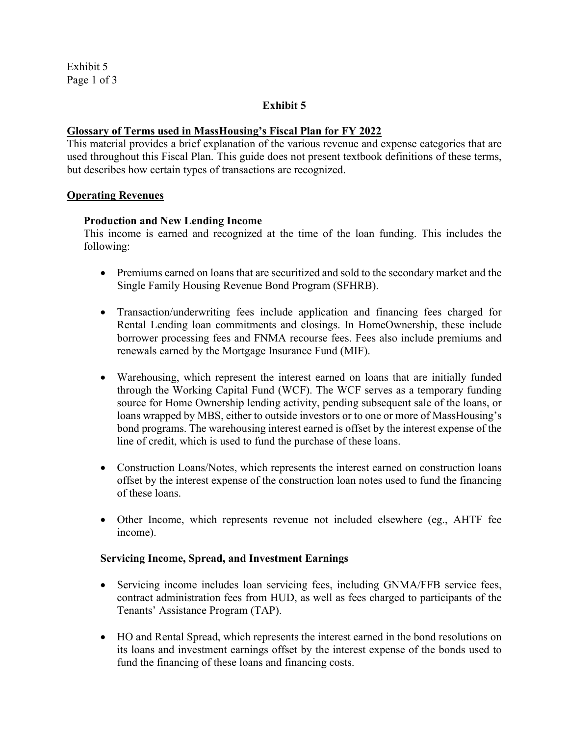**Exhibit 5**

## Glossary of Terms used in MassHousing's Fiscal Plan for FY 2022

This material provides a brief explanation of the various revenue and expense categories that are used throughout this Fiscal Plan. This guide does not present textbook definitions of these terms, but describes how certain types of transactions are recognized.

## Operating Revenues

### Production and New Lending Income

This income is earned and recognized at the time of the loan funding. This includes the following:

- Premiums earned on loans that are securitized and sold to the secondary market and the Single Family Housing Revenue Bond Program (SFHRB).

- Transaction/underwriting fees include application and financing fees charged for Rental Lending loan commitments and closings. In HomeOwnership, these include borrower processing fees and FNMA recourse fees. Fees also include premiums and renewals earned by the Mortgage Insurance Fund (MIF).

- Warehousing, which represent the interest earned on loans that are initially funded through the Working Capital Fund (WCF). The WCF serves as a temporary funding source for Home Ownership lending activity, pending subsequent sale of the loans, or loans wrapped by MBS, either to outside investors or to one or more of MassHousing's bond programs. The warehousing interest earned is offset by the interest expense of the line of credit, which is used to fund the purchase of these loans.

- Construction Loans/Notes, which represents the interest earned on construction loans offset by the interest expense of the construction loan notes used to fund the financing of these loans.

- Other Income, which represents revenue not included elsewhere (eg., AHTF fee income).

### Servicing Income, Spread, and Investment Earnings

- Servicing income includes loan servicing fees, including GNMA/FFB service fees, contract administration fees from HUD, as well as fees charged to participants of the Tenants' Assistance Program (TAP).

- HO and Rental Spread, which represents the interest earned in the bond resolutions on its loans and investment earnings offset by the interest expense of the bonds used to fund the financing of these loans and financing costs.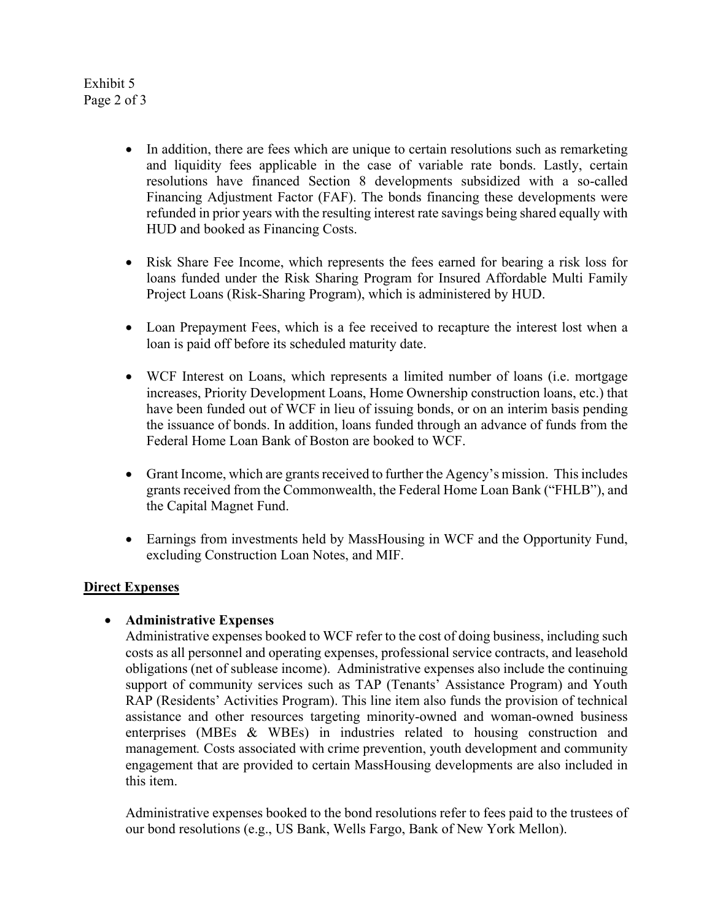- In addition, there are fees which are unique to certain resolutions such as remarketing and liquidity fees applicable in the case of variable rate bonds. Lastly, certain resolutions have financed Section 8 developments subsidized with a so-called Financing Adjustment Factor (FAF). The bonds financing these developments were refunded in prior years with the resulting interest rate savings being shared equally with HUD and booked as Financing Costs.

- Risk Share Fee Income, which represents the fees earned for bearing a risk loss for loans funded under the Risk Sharing Program for Insured Affordable Multi Family Project Loans (Risk-Sharing Program), which is administered by HUD.

- Loan Prepayment Fees, which is a fee received to recapture the interest lost when a loan is paid off before its scheduled maturity date.

- WCF Interest on Loans, which represents a limited number of loans (i.e. mortgage increases, Priority Development Loans, Home Ownership construction loans, etc.) that have been funded out of WCF in lieu of issuing bonds, or on an interim basis pending the issuance of bonds. In addition, loans funded through an advance of funds from the Federal Home Loan Bank of Boston are booked to WCF.

- Grant Income, which are grants received to further the Agency's mission. This includes grants received from the Commonwealth, the Federal Home Loan Bank ("FHLB"), and the Capital Magnet Fund.

- Earnings from investments held by MassHousing in WCF and the Opportunity Fund, excluding Construction Loan Notes, and MIF.

**Direct Expenses**

- **Administrative Expenses**

  Administrative expenses booked to WCF refer to the cost of doing business, including such costs as all personnel and operating expenses, professional service contracts, and leasehold obligations (net of sublease income). Administrative expenses also include the continuing support of community services such as TAP (Tenants' Assistance Program) and Youth RAP (Residents' Activities Program). This line item also funds the provision of technical assistance and other resources targeting minority-owned and woman-owned business enterprises (MBEs & WBEs) in industries related to housing construction and management. Costs associated with crime prevention, youth development and community engagement that are provided to certain MassHousing developments are also included in this item.

  Administrative expenses booked to the bond resolutions refer to fees paid to the trustees of our bond resolutions (e.g., US Bank, Wells Fargo, Bank of New York Mellon).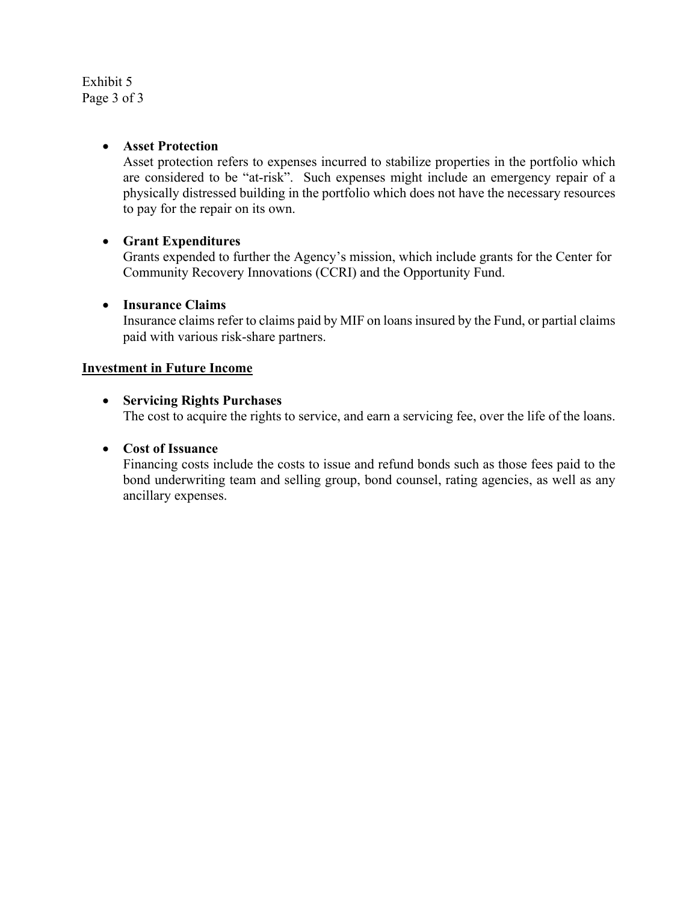Exhibit 5

- **Asset Protection**
  Asset protection refers to expenses incurred to stabilize properties in the portfolio which are considered to be "at-risk". Such expenses might include an emergency repair of a physically distressed building in the portfolio which does not have the necessary resources to pay for the repair on its own.

- **Grant Expenditures**
  Grants expended to further the Agency's mission, which include grants for the Center for Community Recovery Innovations (CCRI) and the Opportunity Fund.

- **Insurance Claims**
  Insurance claims refer to claims paid by MIF on loans insured by the Fund, or partial claims paid with various risk-share partners.

**<u>Investment in Future Income</u>**

- **Servicing Rights Purchases**
  The cost to acquire the rights to service, and earn a servicing fee, over the life of the loans.

- **Cost of Issuance**
  Financing costs include the costs to issue and refund bonds such as those fees paid to the bond underwriting team and selling group, bond counsel, rating agencies, as well as any ancillary expenses.